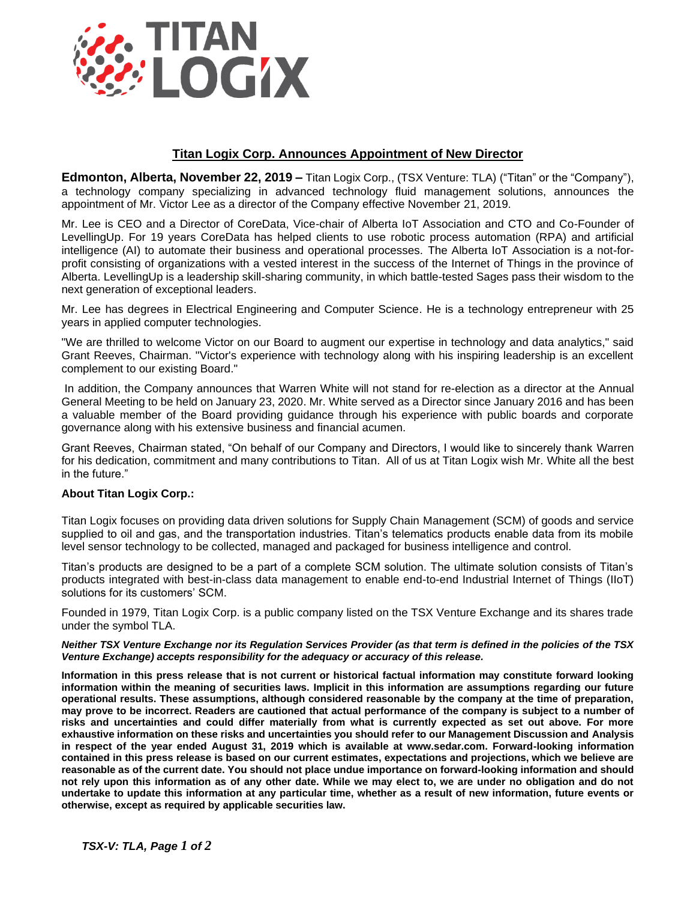# Titan Logix Corp. Announces Appointment of New Director

**Edmonton, Alberta, November 22, 2019 –** Titan Logix Corp., (TSX Venture: TLA) ("Titan" or the "Company"), a technology company specializing in advanced technology fluid management solutions, announces the appointment of Mr. Victor Lee as a director of the Company effective November 21, 2019.

Mr. Lee is CEO and a Director of CoreData, Vice-chair of Alberta IoT Association and CTO and Co-Founder of LevellingUp. For 19 years CoreData has helped clients to use robotic process automation (RPA) and artificial intelligence (AI) to automate their business and operational processes. The Alberta IoT Association is a not-for-profit consisting of organizations with a vested interest in the success of the Internet of Things in the province of Alberta. LevellingUp is a leadership skill-sharing community, in which battle-tested Sages pass their wisdom to the next generation of exceptional leaders.

Mr. Lee has degrees in Electrical Engineering and Computer Science. He is a technology entrepreneur with 25 years in applied computer technologies.

"We are thrilled to welcome Victor on our Board to augment our expertise in technology and data analytics," said Grant Reeves, Chairman. "Victor's experience with technology along with his inspiring leadership is an excellent complement to our existing Board."

In addition, the Company announces that Warren White will not stand for re-election as a director at the Annual General Meeting to be held on January 23, 2020. Mr. White served as a Director since January 2016 and has been a valuable member of the Board providing guidance through his experience with public boards and corporate governance along with his extensive business and financial acumen.

Grant Reeves, Chairman stated, "On behalf of our Company and Directors, I would like to sincerely thank Warren for his dedication, commitment and many contributions to Titan. All of us at Titan Logix wish Mr. White all the best in the future."

**About Titan Logix Corp.:**

Titan Logix focuses on providing data driven solutions for Supply Chain Management (SCM) of goods and service supplied to oil and gas, and the transportation industries. Titan's telematics products enable data from its mobile level sensor technology to be collected, managed and packaged for business intelligence and control.

Titan's products are designed to be a part of a complete SCM solution. The ultimate solution consists of Titan's products integrated with best-in-class data management to enable end-to-end Industrial Internet of Things (IIoT) solutions for its customers' SCM.

Founded in 1979, Titan Logix Corp. is a public company listed on the TSX Venture Exchange and its shares trade under the symbol TLA.

***Neither TSX Venture Exchange nor its Regulation Services Provider (as that term is defined in the policies of the TSX Venture Exchange) accepts responsibility for the adequacy or accuracy of this release.***

**Information in this press release that is not current or historical factual information may constitute forward looking information within the meaning of securities laws. Implicit in this information are assumptions regarding our future operational results. These assumptions, although considered reasonable by the company at the time of preparation, may prove to be incorrect. Readers are cautioned that actual performance of the company is subject to a number of risks and uncertainties and could differ materially from what is currently expected as set out above. For more exhaustive information on these risks and uncertainties you should refer to our Management Discussion and Analysis in respect of the year ended August 31, 2019 which is available at www.sedar.com. Forward-looking information contained in this press release is based on our current estimates, expectations and projections, which we believe are reasonable as of the current date. You should not place undue importance on forward-looking information and should not rely upon this information as of any other date. While we may elect to, we are under no obligation and do not undertake to update this information at any particular time, whether as a result of new information, future events or otherwise, except as required by applicable securities law.**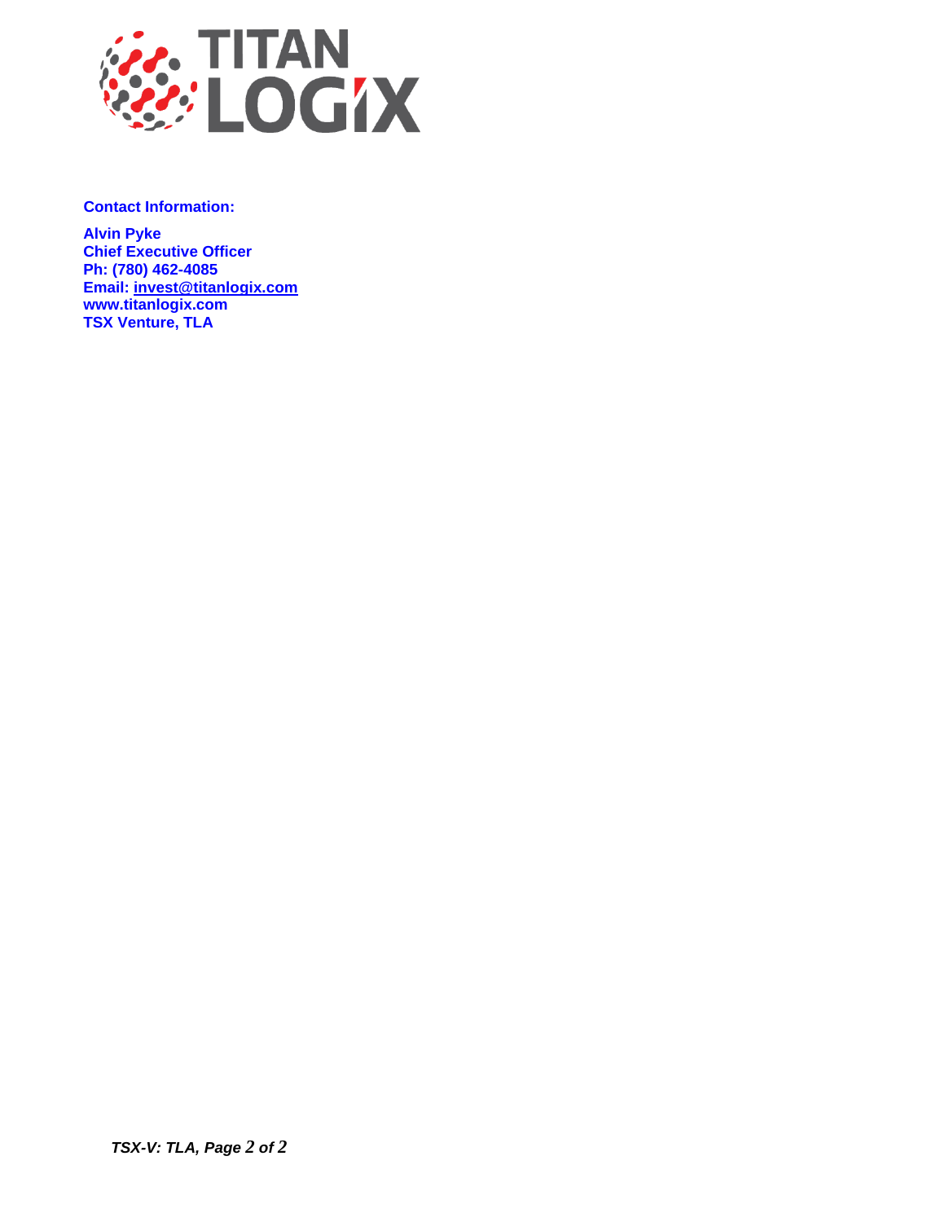**Contact Information:**

**Alvin Pyke**
**Chief Executive Officer**
**Ph: (780) 462-4085**
**Email: invest@titanlogix.com**
**www.titanlogix.com**
**TSX Venture, TLA**